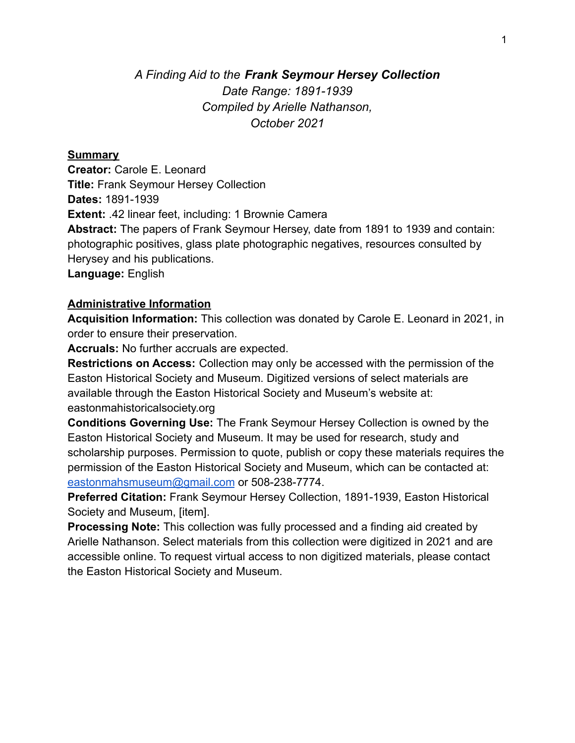*A Finding Aid to the* ***Frank Seymour Hersey Collection***
*Date Range: 1891-1939*
*Compiled by Arielle Nathanson,*
*October 2021*

## Summary

**Creator:** Carole E. Leonard
**Title:** Frank Seymour Hersey Collection
**Dates:** 1891-1939
**Extent:** .42 linear feet, including: 1 Brownie Camera
**Abstract:** The papers of Frank Seymour Hersey, date from 1891 to 1939 and contain: photographic positives, glass plate photographic negatives, resources consulted by Herysey and his publications.
**Language:** English

## Administrative Information

**Acquisition Information:** This collection was donated by Carole E. Leonard in 2021, in order to ensure their preservation.
**Accruals:** No further accruals are expected.
**Restrictions on Access:** Collection may only be accessed with the permission of the Easton Historical Society and Museum. Digitized versions of select materials are available through the Easton Historical Society and Museum's website at: eastonmahistoricalsociety.org
**Conditions Governing Use:** The Frank Seymour Hersey Collection is owned by the Easton Historical Society and Museum. It may be used for research, study and scholarship purposes. Permission to quote, publish or copy these materials requires the permission of the Easton Historical Society and Museum, which can be contacted at: eastonmahsmuseum@gmail.com or 508-238-7774.
**Preferred Citation:** Frank Seymour Hersey Collection, 1891-1939, Easton Historical Society and Museum, [item].
**Processing Note:** This collection was fully processed and a finding aid created by Arielle Nathanson. Select materials from this collection were digitized in 2021 and are accessible online. To request virtual access to non digitized materials, please contact the Easton Historical Society and Museum.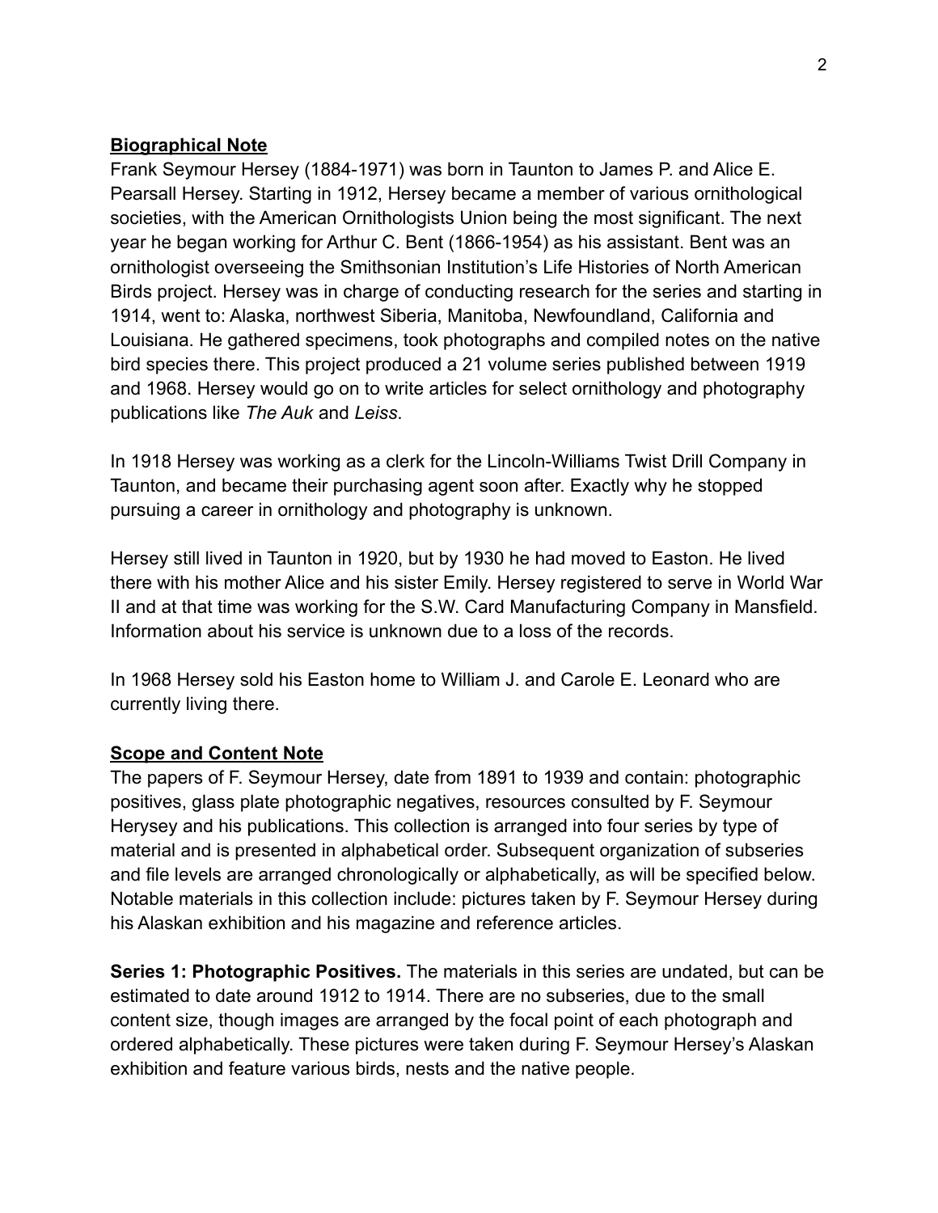## Biographical Note

Frank Seymour Hersey (1884-1971) was born in Taunton to James P. and Alice E. Pearsall Hersey. Starting in 1912, Hersey became a member of various ornithological societies, with the American Ornithologists Union being the most significant. The next year he began working for Arthur C. Bent (1866-1954) as his assistant. Bent was an ornithologist overseeing the Smithsonian Institution's Life Histories of North American Birds project. Hersey was in charge of conducting research for the series and starting in 1914, went to: Alaska, northwest Siberia, Manitoba, Newfoundland, California and Louisiana. He gathered specimens, took photographs and compiled notes on the native bird species there. This project produced a 21 volume series published between 1919 and 1968. Hersey would go on to write articles for select ornithology and photography publications like *The Auk* and *Leiss*.

In 1918 Hersey was working as a clerk for the Lincoln-Williams Twist Drill Company in Taunton, and became their purchasing agent soon after. Exactly why he stopped pursuing a career in ornithology and photography is unknown.

Hersey still lived in Taunton in 1920, but by 1930 he had moved to Easton. He lived there with his mother Alice and his sister Emily. Hersey registered to serve in World War II and at that time was working for the S.W. Card Manufacturing Company in Mansfield. Information about his service is unknown due to a loss of the records.

In 1968 Hersey sold his Easton home to William J. and Carole E. Leonard who are currently living there.

## Scope and Content Note

The papers of F. Seymour Hersey, date from 1891 to 1939 and contain: photographic positives, glass plate photographic negatives, resources consulted by F. Seymour Herysey and his publications. This collection is arranged into four series by type of material and is presented in alphabetical order. Subsequent organization of subseries and file levels are arranged chronologically or alphabetically, as will be specified below. Notable materials in this collection include: pictures taken by F. Seymour Hersey during his Alaskan exhibition and his magazine and reference articles.

**Series 1: Photographic Positives.** The materials in this series are undated, but can be estimated to date around 1912 to 1914. There are no subseries, due to the small content size, though images are arranged by the focal point of each photograph and ordered alphabetically. These pictures were taken during F. Seymour Hersey's Alaskan exhibition and feature various birds, nests and the native people.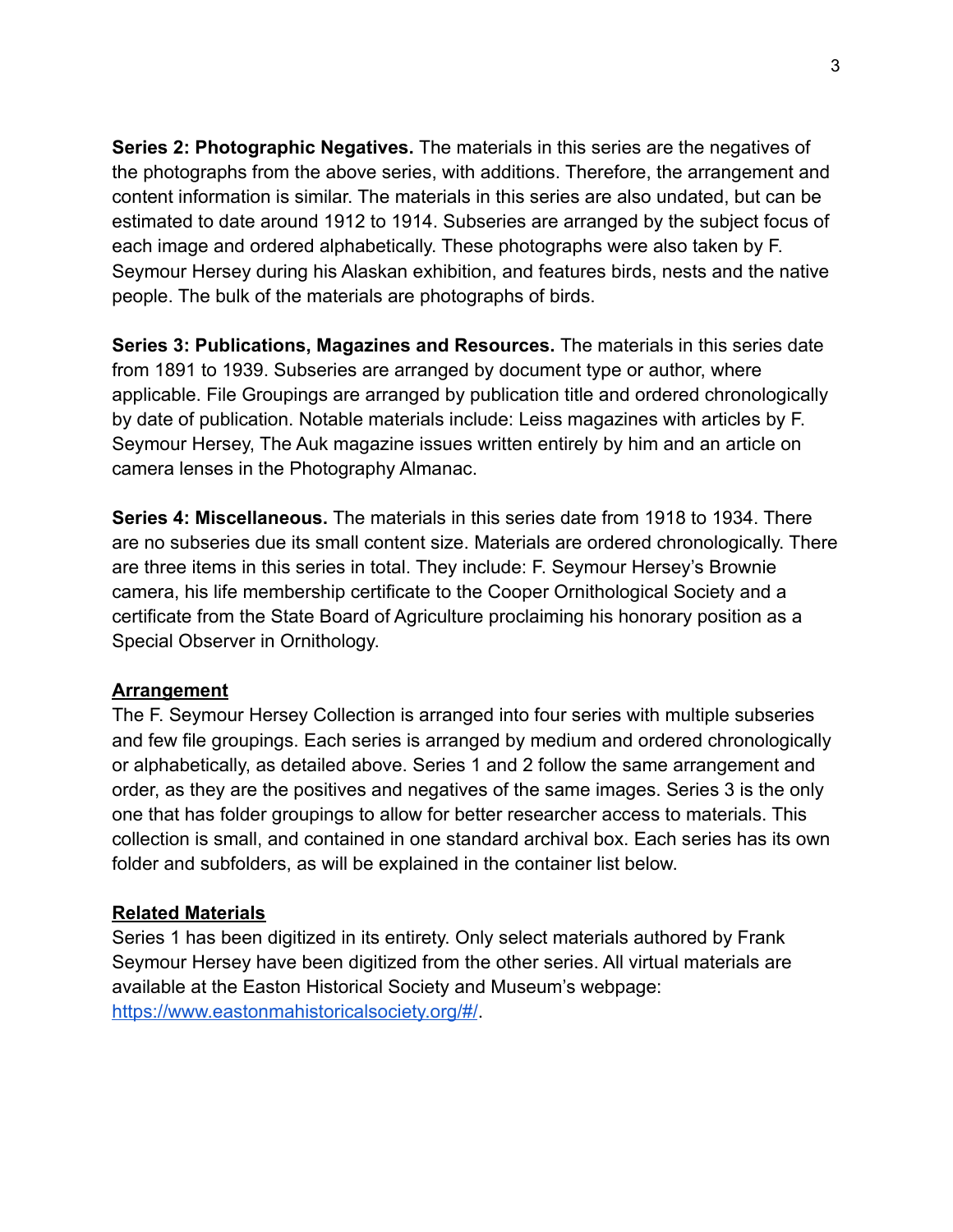**Series 2: Photographic Negatives.** The materials in this series are the negatives of the photographs from the above series, with additions. Therefore, the arrangement and content information is similar. The materials in this series are also undated, but can be estimated to date around 1912 to 1914. Subseries are arranged by the subject focus of each image and ordered alphabetically. These photographs were also taken by F. Seymour Hersey during his Alaskan exhibition, and features birds, nests and the native people. The bulk of the materials are photographs of birds.

**Series 3: Publications, Magazines and Resources.** The materials in this series date from 1891 to 1939. Subseries are arranged by document type or author, where applicable. File Groupings are arranged by publication title and ordered chronologically by date of publication. Notable materials include: Leiss magazines with articles by F. Seymour Hersey, The Auk magazine issues written entirely by him and an article on camera lenses in the Photography Almanac.

**Series 4: Miscellaneous.** The materials in this series date from 1918 to 1934. There are no subseries due its small content size. Materials are ordered chronologically. There are three items in this series in total. They include: F. Seymour Hersey's Brownie camera, his life membership certificate to the Cooper Ornithological Society and a certificate from the State Board of Agriculture proclaiming his honorary position as a Special Observer in Ornithology.

## Arrangement

The F. Seymour Hersey Collection is arranged into four series with multiple subseries and few file groupings. Each series is arranged by medium and ordered chronologically or alphabetically, as detailed above. Series 1 and 2 follow the same arrangement and order, as they are the positives and negatives of the same images. Series 3 is the only one that has folder groupings to allow for better researcher access to materials. This collection is small, and contained in one standard archival box. Each series has its own folder and subfolders, as will be explained in the container list below.

## Related Materials

Series 1 has been digitized in its entirety. Only select materials authored by Frank Seymour Hersey have been digitized from the other series. All virtual materials are available at the Easton Historical Society and Museum's webpage: [https://www.eastonmahistoricalsociety.org/#/](https://www.eastonmahistoricalsociety.org/#/).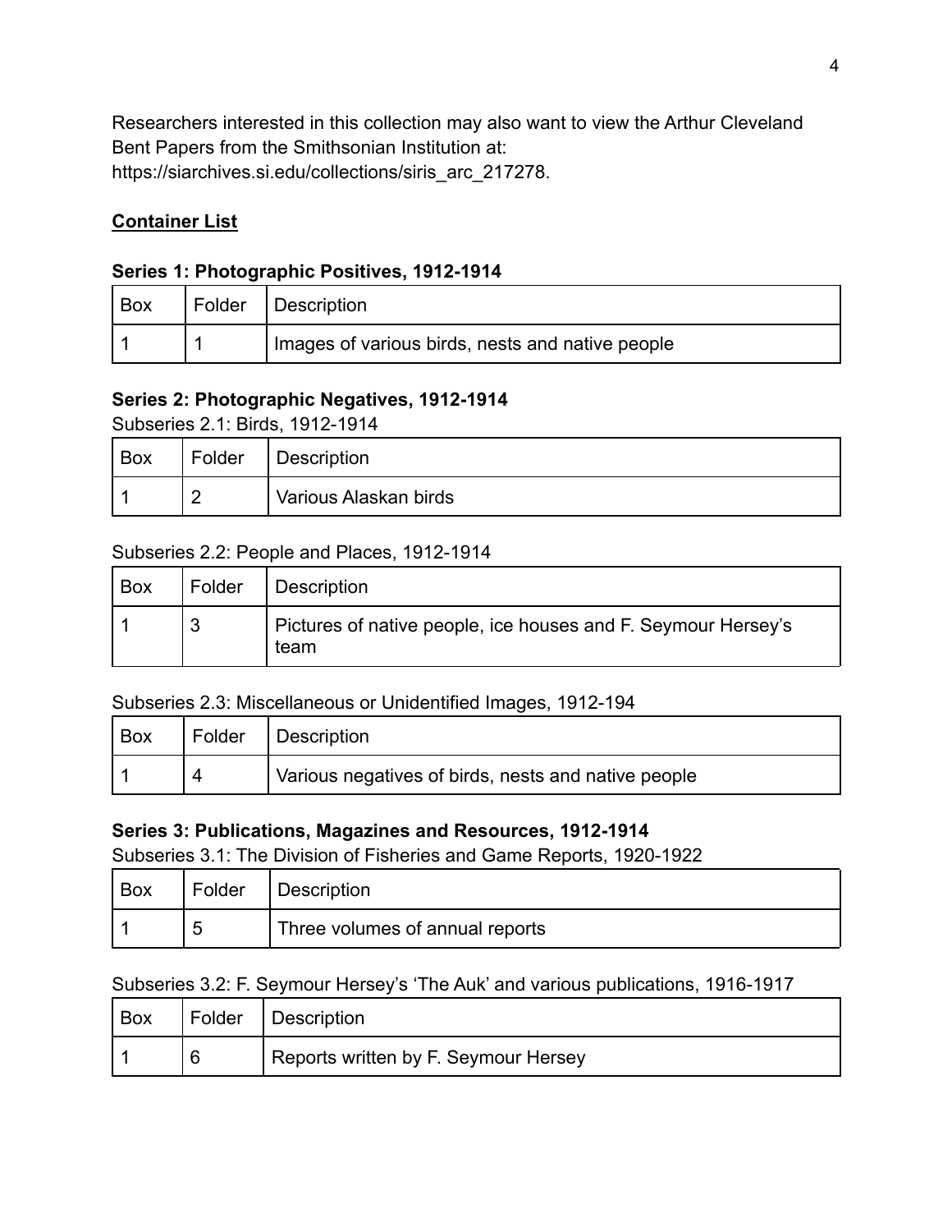Researchers interested in this collection may also want to view the Arthur Cleveland Bent Papers from the Smithsonian Institution at: https://siarchives.si.edu/collections/siris_arc_217278.

## **Container List**

### Series 1: Photographic Positives, 1912-1914

| Box | Folder | Description |
|---|---|---|
| 1 | 1 | Images of various birds, nests and native people |

### Series 2: Photographic Negatives, 1912-1914

Subseries 2.1: Birds, 1912-1914

| Box | Folder | Description |
|---|---|---|
| 1 | 2 | Various Alaskan birds |

Subseries 2.2: People and Places, 1912-1914

| Box | Folder | Description |
|---|---|---|
| 1 | 3 | Pictures of native people, ice houses and F. Seymour Hersey's team |

Subseries 2.3: Miscellaneous or Unidentified Images, 1912-194

| Box | Folder | Description |
|---|---|---|
| 1 | 4 | Various negatives of birds, nests and native people |

### Series 3: Publications, Magazines and Resources, 1912-1914

Subseries 3.1: The Division of Fisheries and Game Reports, 1920-1922

| Box | Folder | Description |
|---|---|---|
| 1 | 5 | Three volumes of annual reports |

Subseries 3.2: F. Seymour Hersey's 'The Auk' and various publications, 1916-1917

| Box | Folder | Description |
|---|---|---|
| 1 | 6 | Reports written by F. Seymour Hersey |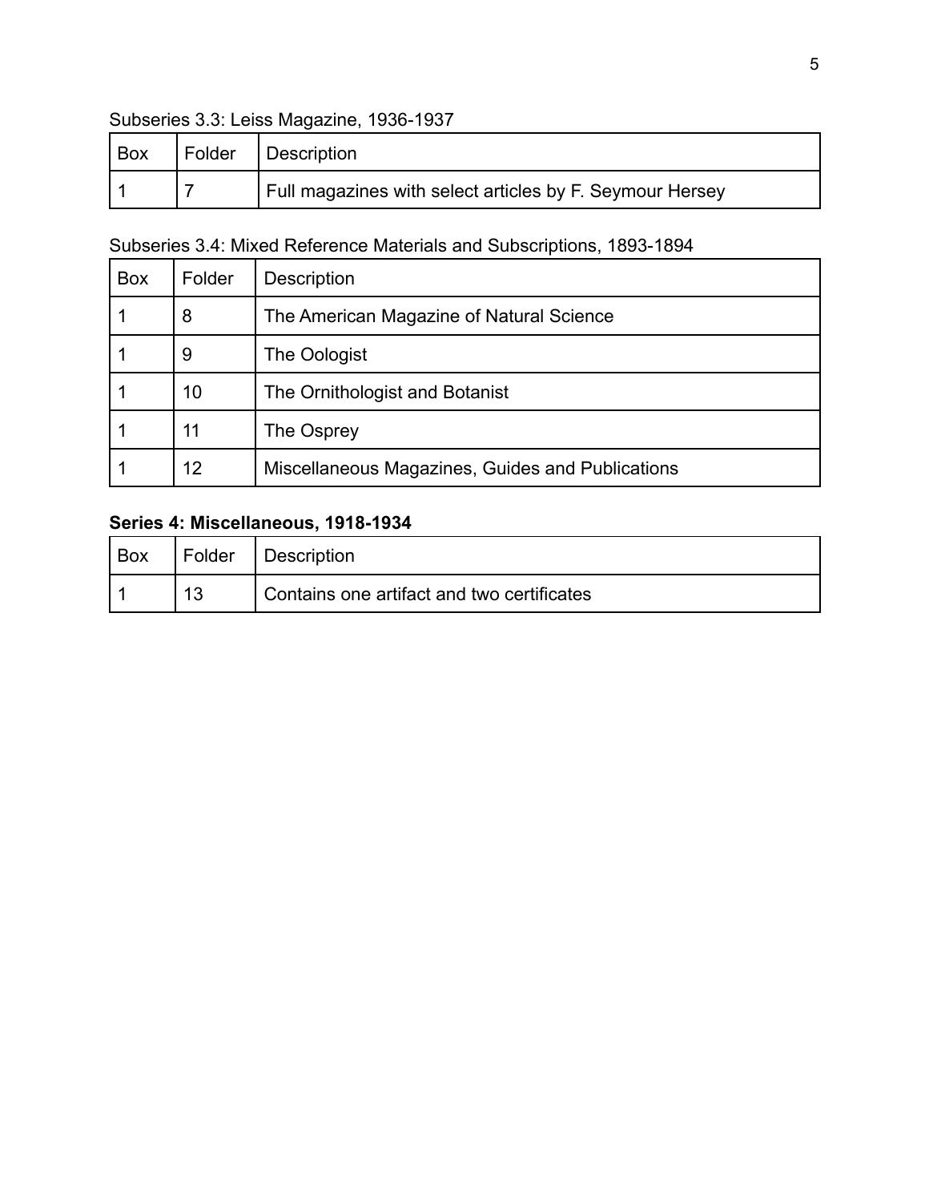Subseries 3.3: Leiss Magazine, 1936-1937

| Box | Folder | Description |
|---|---|---|
| 1 | 7 | Full magazines with select articles by F. Seymour Hersey |

Subseries 3.4: Mixed Reference Materials and Subscriptions, 1893-1894

| Box | Folder | Description |
|---|---|---|
| 1 | 8 | The American Magazine of Natural Science |
| 1 | 9 | The Oologist |
| 1 | 10 | The Ornithologist and Botanist |
| 1 | 11 | The Osprey |
| 1 | 12 | Miscellaneous Magazines, Guides and Publications |

**Series 4: Miscellaneous, 1918-1934**

| Box | Folder | Description |
|---|---|---|
| 1 | 13 | Contains one artifact and two certificates |